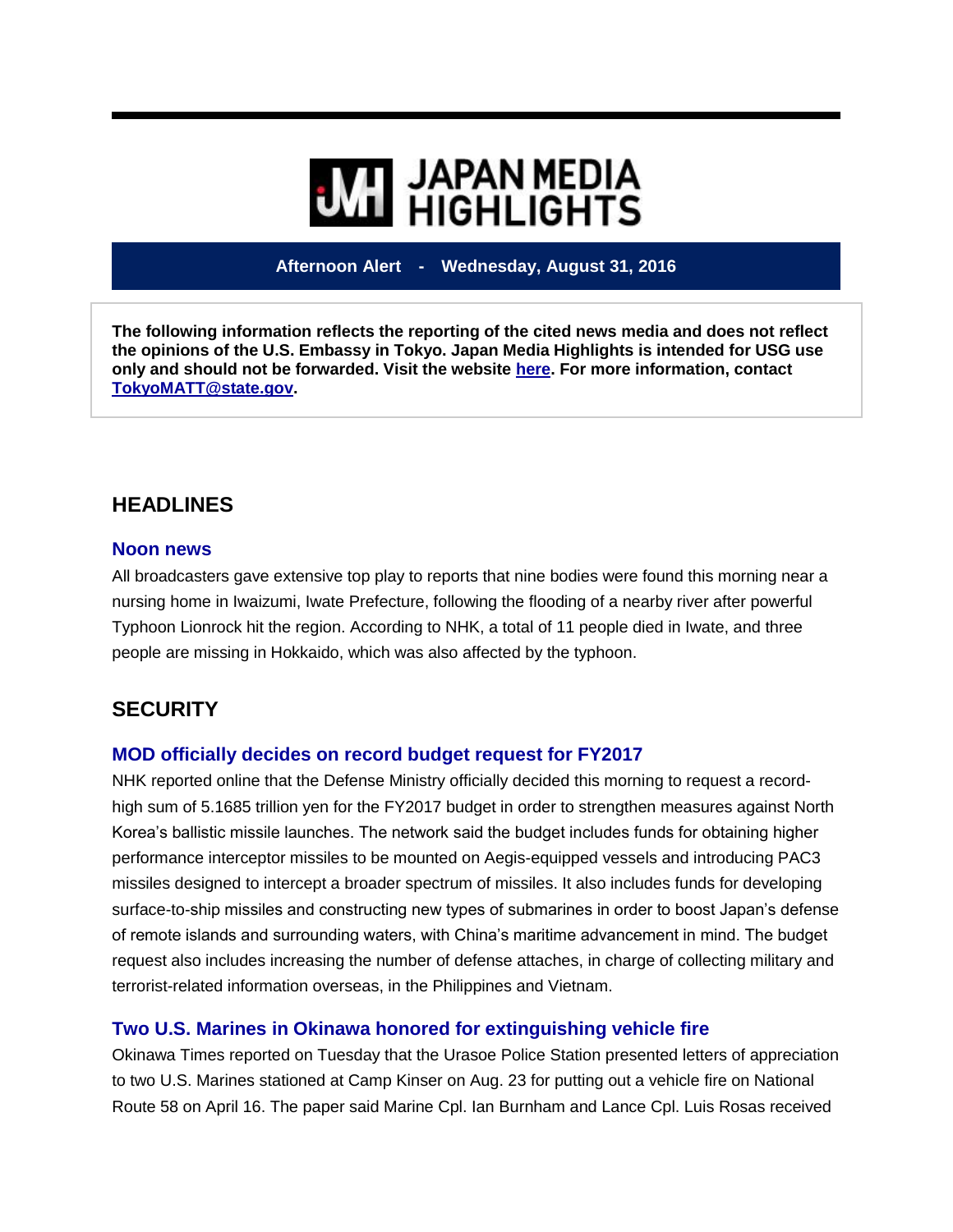# JAPAN MEDIA HIGHLIGHTS

**Afternoon Alert - Wednesday, August 31, 2016**

**The following information reflects the reporting of the cited news media and does not reflect the opinions of the U.S. Embassy in Tokyo. Japan Media Highlights is intended for USG use only and should not be forwarded. Visit the website here. For more information, contact TokyoMATT@state.gov.**

## HEADLINES

### Noon news

All broadcasters gave extensive top play to reports that nine bodies were found this morning near a nursing home in Iwaizumi, Iwate Prefecture, following the flooding of a nearby river after powerful Typhoon Lionrock hit the region. According to NHK, a total of 11 people died in Iwate, and three people are missing in Hokkaido, which was also affected by the typhoon.

## SECURITY

### MOD officially decides on record budget request for FY2017

NHK reported online that the Defense Ministry officially decided this morning to request a record-high sum of 5.1685 trillion yen for the FY2017 budget in order to strengthen measures against North Korea's ballistic missile launches. The network said the budget includes funds for obtaining higher performance interceptor missiles to be mounted on Aegis-equipped vessels and introducing PAC3 missiles designed to intercept a broader spectrum of missiles. It also includes funds for developing surface-to-ship missiles and constructing new types of submarines in order to boost Japan's defense of remote islands and surrounding waters, with China's maritime advancement in mind. The budget request also includes increasing the number of defense attaches, in charge of collecting military and terrorist-related information overseas, in the Philippines and Vietnam.

### Two U.S. Marines in Okinawa honored for extinguishing vehicle fire

Okinawa Times reported on Tuesday that the Urasoe Police Station presented letters of appreciation to two U.S. Marines stationed at Camp Kinser on Aug. 23 for putting out a vehicle fire on National Route 58 on April 16. The paper said Marine Cpl. Ian Burnham and Lance Cpl. Luis Rosas received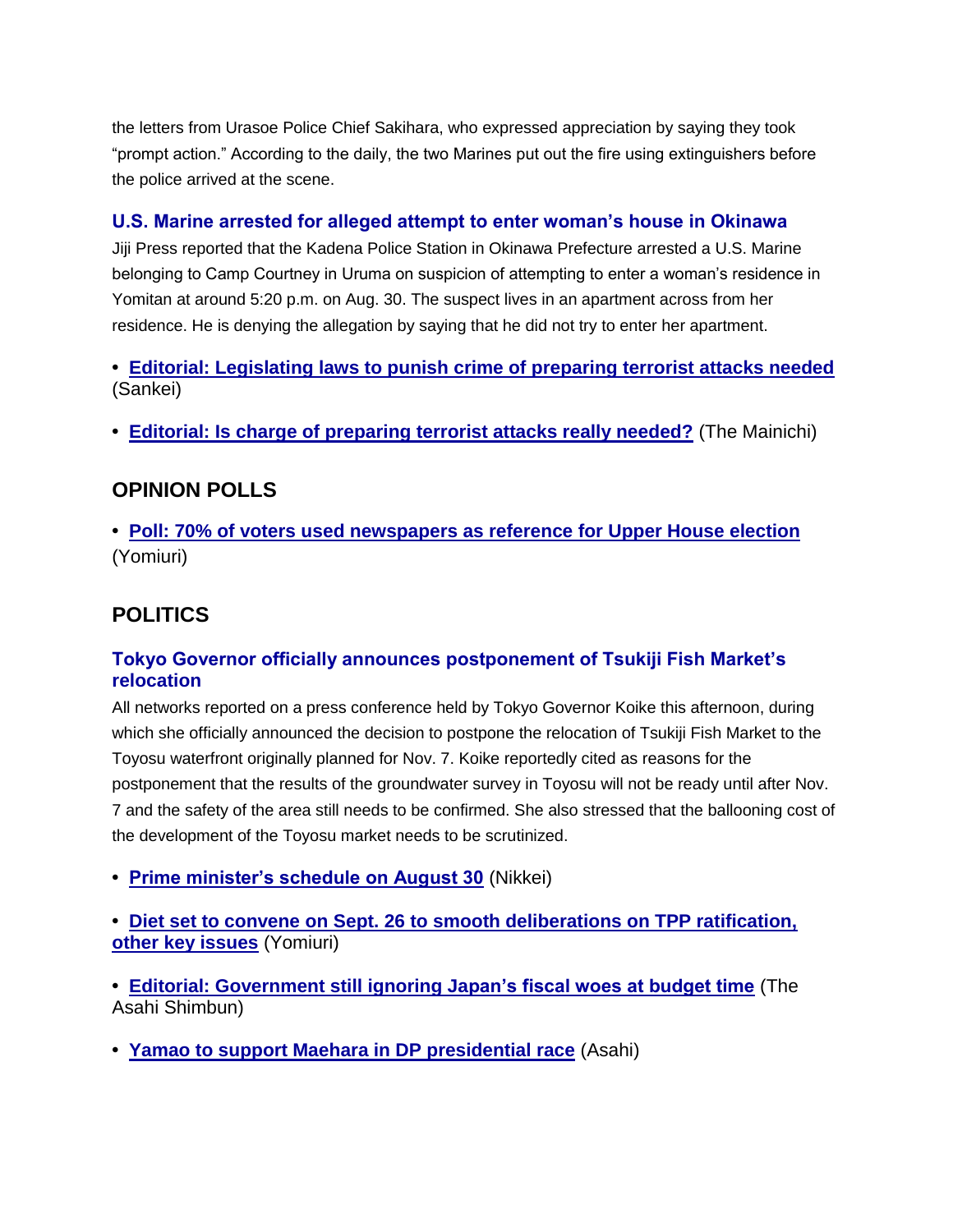the letters from Urasoe Police Chief Sakihara, who expressed appreciation by saying they took "prompt action." According to the daily, the two Marines put out the fire using extinguishers before the police arrived at the scene.

### U.S. Marine arrested for alleged attempt to enter woman's house in Okinawa

Jiji Press reported that the Kadena Police Station in Okinawa Prefecture arrested a U.S. Marine belonging to Camp Courtney in Uruma on suspicion of attempting to enter a woman's residence in Yomitan at around 5:20 p.m. on Aug. 30. The suspect lives in an apartment across from her residence. He is denying the allegation by saying that he did not try to enter her apartment.

- **Editorial: Legislating laws to punish crime of preparing terrorist attacks needed** (Sankei)

- **Editorial: Is charge of preparing terrorist attacks really needed?** (The Mainichi)

## OPINION POLLS

- **Poll: 70% of voters used newspapers as reference for Upper House election** (Yomiuri)

## POLITICS

### Tokyo Governor officially announces postponement of Tsukiji Fish Market's relocation

All networks reported on a press conference held by Tokyo Governor Koike this afternoon, during which she officially announced the decision to postpone the relocation of Tsukiji Fish Market to the Toyosu waterfront originally planned for Nov. 7. Koike reportedly cited as reasons for the postponement that the results of the groundwater survey in Toyosu will not be ready until after Nov. 7 and the safety of the area still needs to be confirmed. She also stressed that the ballooning cost of the development of the Toyosu market needs to be scrutinized.

- **Prime minister's schedule on August 30** (Nikkei)

- **Diet set to convene on Sept. 26 to smooth deliberations on TPP ratification, other key issues** (Yomiuri)

- **Editorial: Government still ignoring Japan's fiscal woes at budget time** (The Asahi Shimbun)

- **Yamao to support Maehara in DP presidential race** (Asahi)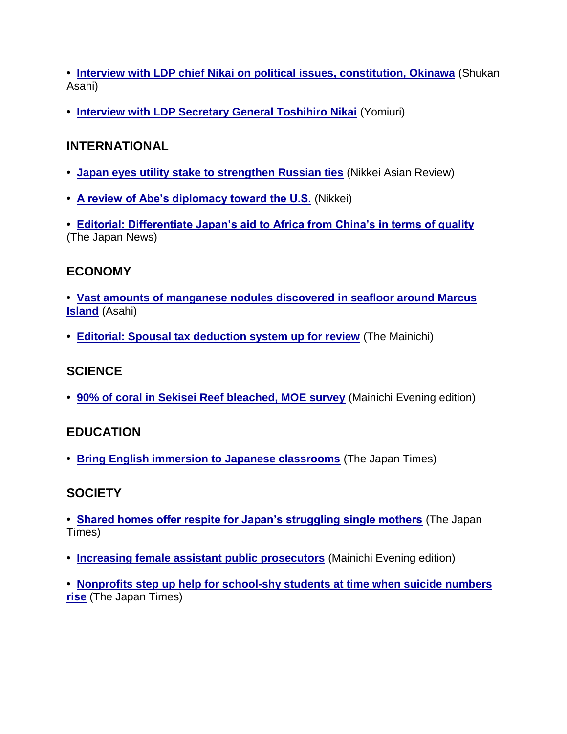- **Interview with LDP chief Nikai on political issues, constitution, Okinawa** (Shukan Asahi)

- **Interview with LDP Secretary General Toshihiro Nikai** (Yomiuri)

## INTERNATIONAL

- **Japan eyes utility stake to strengthen Russian ties** (Nikkei Asian Review)

- **A review of Abe's diplomacy toward the U.S.** (Nikkei)

- **Editorial: Differentiate Japan's aid to Africa from China's in terms of quality** (The Japan News)

## ECONOMY

- **Vast amounts of manganese nodules discovered in seafloor around Marcus Island** (Asahi)

- **Editorial: Spousal tax deduction system up for review** (The Mainichi)

## SCIENCE

- **90% of coral in Sekisei Reef bleached, MOE survey** (Mainichi Evening edition)

## EDUCATION

- **Bring English immersion to Japanese classrooms** (The Japan Times)

## SOCIETY

- **Shared homes offer respite for Japan's struggling single mothers** (The Japan Times)

- **Increasing female assistant public prosecutors** (Mainichi Evening edition)

- **Nonprofits step up help for school-shy students at time when suicide numbers rise** (The Japan Times)